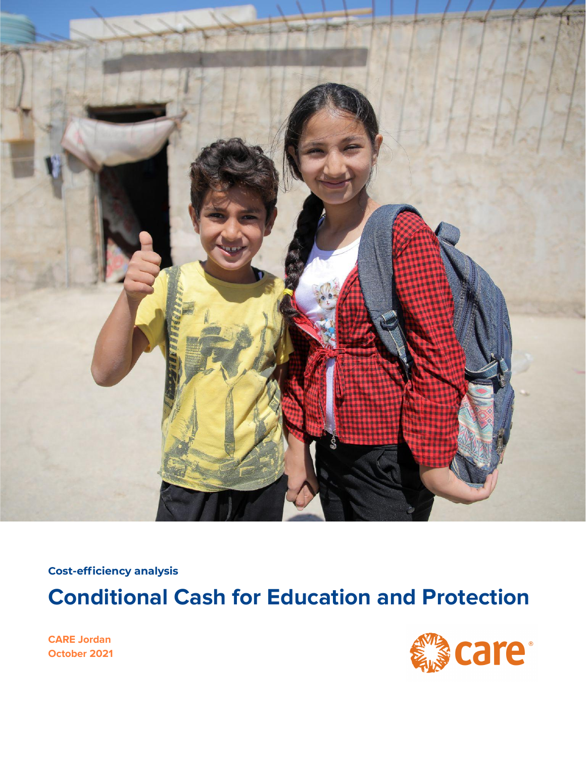**Cost-efficiency analysis**

# Conditional Cash for Education and Protection

**CARE Jordan**
**October 2021**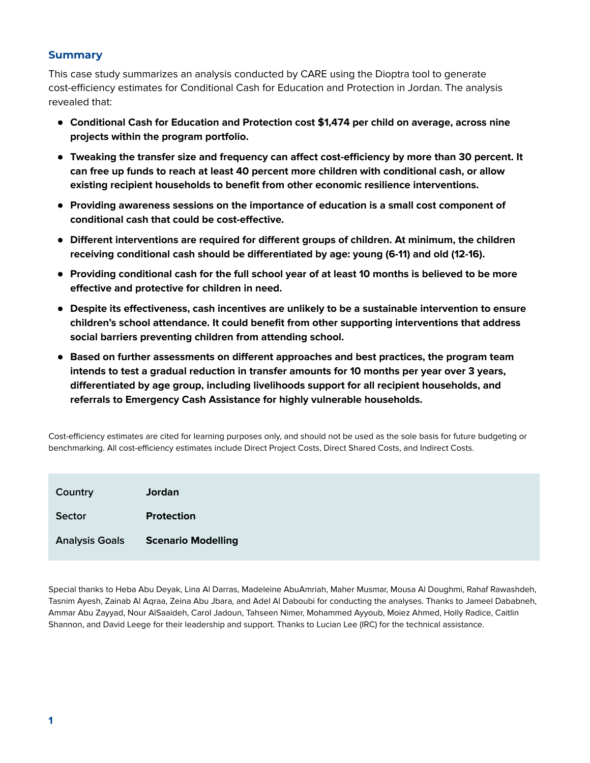## Summary

This case study summarizes an analysis conducted by CARE using the Dioptra tool to generate cost-efficiency estimates for Conditional Cash for Education and Protection in Jordan. The analysis revealed that:

- **Conditional Cash for Education and Protection cost $1,474 per child on average, across nine projects within the program portfolio.**
- **Tweaking the transfer size and frequency can affect cost-efficiency by more than 30 percent. It can free up funds to reach at least 40 percent more children with conditional cash, or allow existing recipient households to benefit from other economic resilience interventions.**
- **Providing awareness sessions on the importance of education is a small cost component of conditional cash that could be cost-effective.**
- **Different interventions are required for different groups of children. At minimum, the children receiving conditional cash should be differentiated by age: young (6-11) and old (12-16).**
- **Providing conditional cash for the full school year of at least 10 months is believed to be more effective and protective for children in need.**
- **Despite its effectiveness, cash incentives are unlikely to be a sustainable intervention to ensure children's school attendance. It could benefit from other supporting interventions that address social barriers preventing children from attending school.**
- **Based on further assessments on different approaches and best practices, the program team intends to test a gradual reduction in transfer amounts for 10 months per year over 3 years, differentiated by age group, including livelihoods support for all recipient households, and referrals to Emergency Cash Assistance for highly vulnerable households.**

Cost-efficiency estimates are cited for learning purposes only, and should not be used as the sole basis for future budgeting or benchmarking. All cost-efficiency estimates include Direct Project Costs, Direct Shared Costs, and Indirect Costs.

| | |
|---|---|
| Country | **Jordan** |
| Sector | **Protection** |
| Analysis Goals | **Scenario Modelling** |

Special thanks to Heba Abu Deyak, Lina Al Darras, Madeleine AbuAmriah, Maher Musmar, Mousa Al Doughmi, Rahaf Rawashdeh, Tasnim Ayesh, Zainab Al Aqraa, Zeina Abu Jbara, and Adel Al Daboubi for conducting the analyses. Thanks to Jameel Dababneh, Ammar Abu Zayyad, Nour AlSaaideh, Carol Jadoun, Tahseen Nimer, Mohammed Ayyoub, Moiez Ahmed, Holly Radice, Caitlin Shannon, and David Leege for their leadership and support. Thanks to Lucian Lee (IRC) for the technical assistance.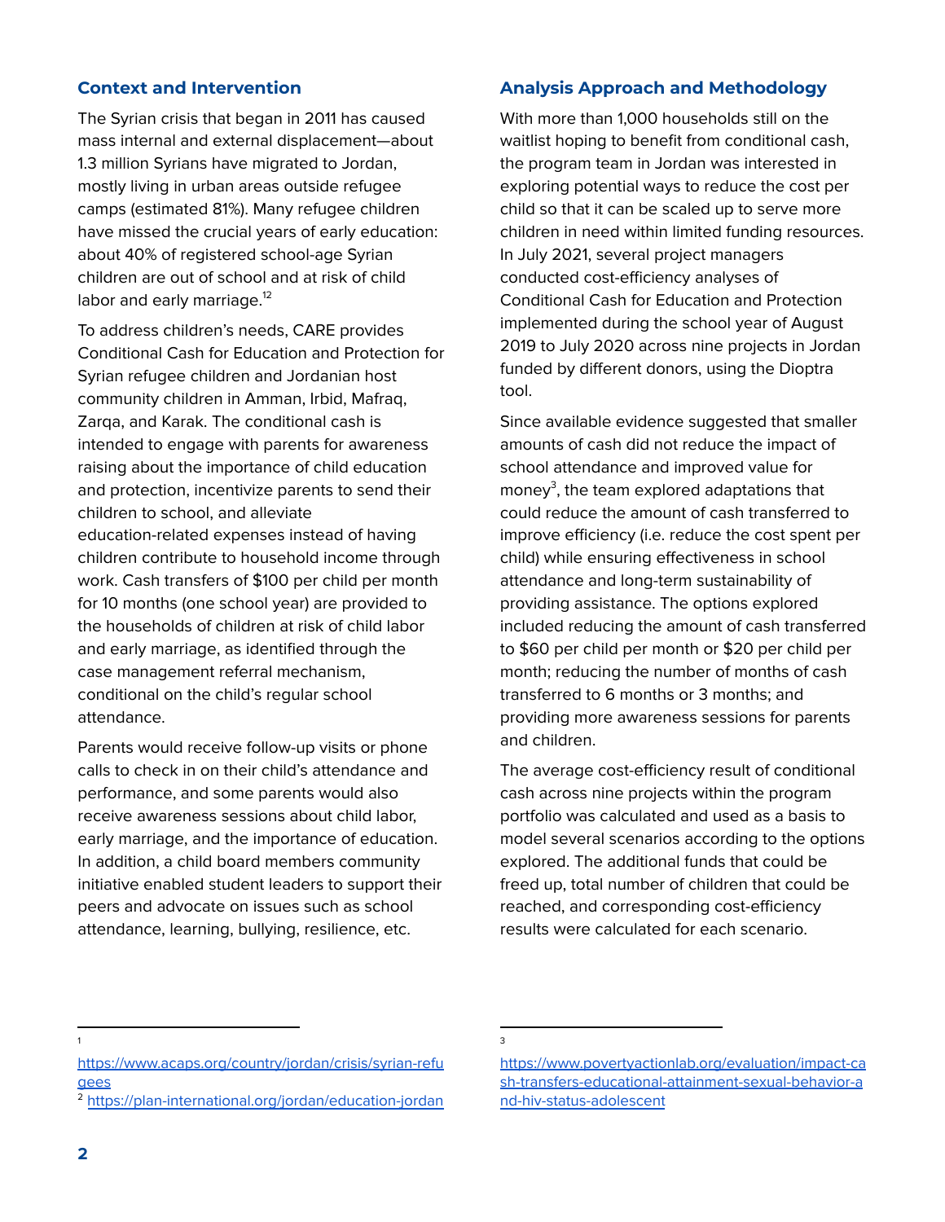## Context and Intervention

The Syrian crisis that began in 2011 has caused mass internal and external displacement—about 1.3 million Syrians have migrated to Jordan, mostly living in urban areas outside refugee camps (estimated 81%). Many refugee children have missed the crucial years of early education: about 40% of registered school-age Syrian children are out of school and at risk of child labor and early marriage.[1,2]

To address children's needs, CARE provides Conditional Cash for Education and Protection for Syrian refugee children and Jordanian host community children in Amman, Irbid, Mafraq, Zarqa, and Karak. The conditional cash is intended to engage with parents for awareness raising about the importance of child education and protection, incentivize parents to send their children to school, and alleviate education-related expenses instead of having children contribute to household income through work. Cash transfers of $100 per child per month for 10 months (one school year) are provided to the households of children at risk of child labor and early marriage, as identified through the case management referral mechanism, conditional on the child's regular school attendance.

Parents would receive follow-up visits or phone calls to check in on their child's attendance and performance, and some parents would also receive awareness sessions about child labor, early marriage, and the importance of education. In addition, a child board members community initiative enabled student leaders to support their peers and advocate on issues such as school attendance, learning, bullying, resilience, etc.

## Analysis Approach and Methodology

With more than 1,000 households still on the waitlist hoping to benefit from conditional cash, the program team in Jordan was interested in exploring potential ways to reduce the cost per child so that it can be scaled up to serve more children in need within limited funding resources. In July 2021, several project managers conducted cost-efficiency analyses of Conditional Cash for Education and Protection implemented during the school year of August 2019 to July 2020 across nine projects in Jordan funded by different donors, using the Dioptra tool.

Since available evidence suggested that smaller amounts of cash did not reduce the impact of school attendance and improved value for money[3], the team explored adaptations that could reduce the amount of cash transferred to improve efficiency (i.e. reduce the cost spent per child) while ensuring effectiveness in school attendance and long-term sustainability of providing assistance. The options explored included reducing the amount of cash transferred to $60 per child per month or $20 per child per month; reducing the number of months of cash transferred to 6 months or 3 months; and providing more awareness sessions for parents and children.

The average cost-efficiency result of conditional cash across nine projects within the program portfolio was calculated and used as a basis to model several scenarios according to the options explored. The additional funds that could be freed up, total number of children that could be reached, and corresponding cost-efficiency results were calculated for each scenario.

---

[1] https://www.acaps.org/country/jordan/crisis/syrian-refugees

[2] https://plan-international.org/jordan/education-jordan

[3] https://www.povertyactionlab.org/evaluation/impact-cash-transfers-educational-attainment-sexual-behavior-and-hiv-status-adolescent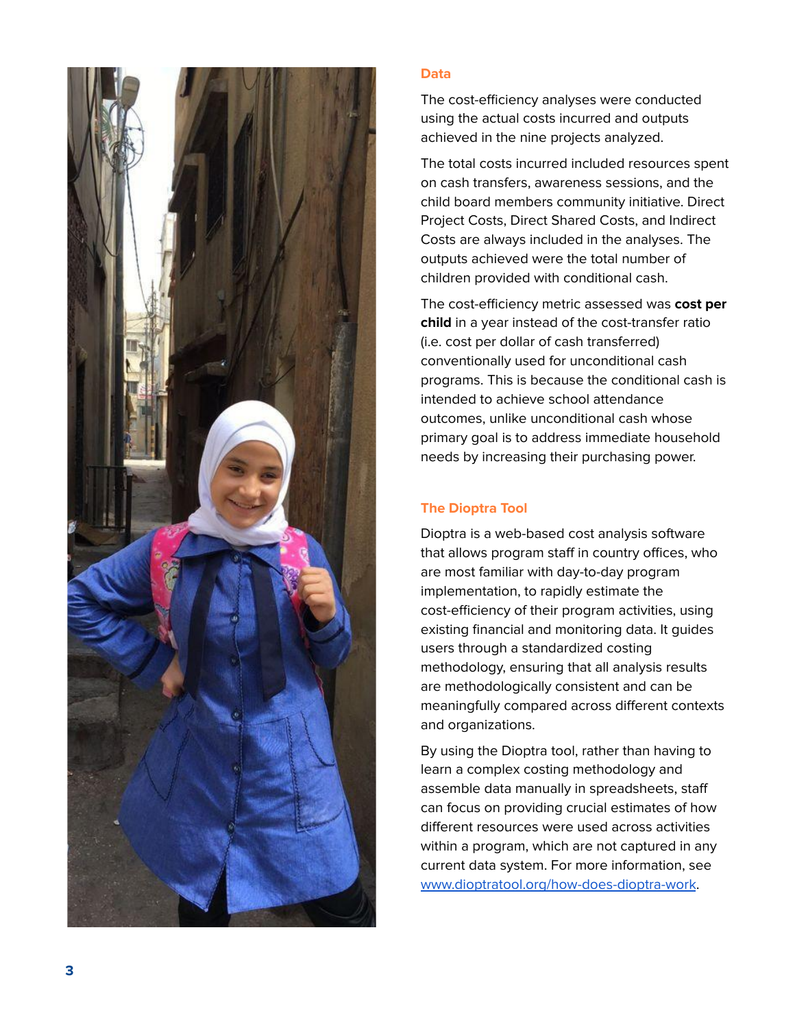## Data

The cost-efficiency analyses were conducted using the actual costs incurred and outputs achieved in the nine projects analyzed.

The total costs incurred included resources spent on cash transfers, awareness sessions, and the child board members community initiative. Direct Project Costs, Direct Shared Costs, and Indirect Costs are always included in the analyses. The outputs achieved were the total number of children provided with conditional cash.

The cost-efficiency metric assessed was **cost per child** in a year instead of the cost-transfer ratio (i.e. cost per dollar of cash transferred) conventionally used for unconditional cash programs. This is because the conditional cash is intended to achieve school attendance outcomes, unlike unconditional cash whose primary goal is to address immediate household needs by increasing their purchasing power.

## The Dioptra Tool

Dioptra is a web-based cost analysis software that allows program staff in country offices, who are most familiar with day-to-day program implementation, to rapidly estimate the cost-efficiency of their program activities, using existing financial and monitoring data. It guides users through a standardized costing methodology, ensuring that all analysis results are methodologically consistent and can be meaningfully compared across different contexts and organizations.

By using the Dioptra tool, rather than having to learn a complex costing methodology and assemble data manually in spreadsheets, staff can focus on providing crucial estimates of how different resources were used across activities within a program, which are not captured in any current data system. For more information, see [www.dioptratool.org/how-does-dioptra-work](www.dioptratool.org/how-does-dioptra-work).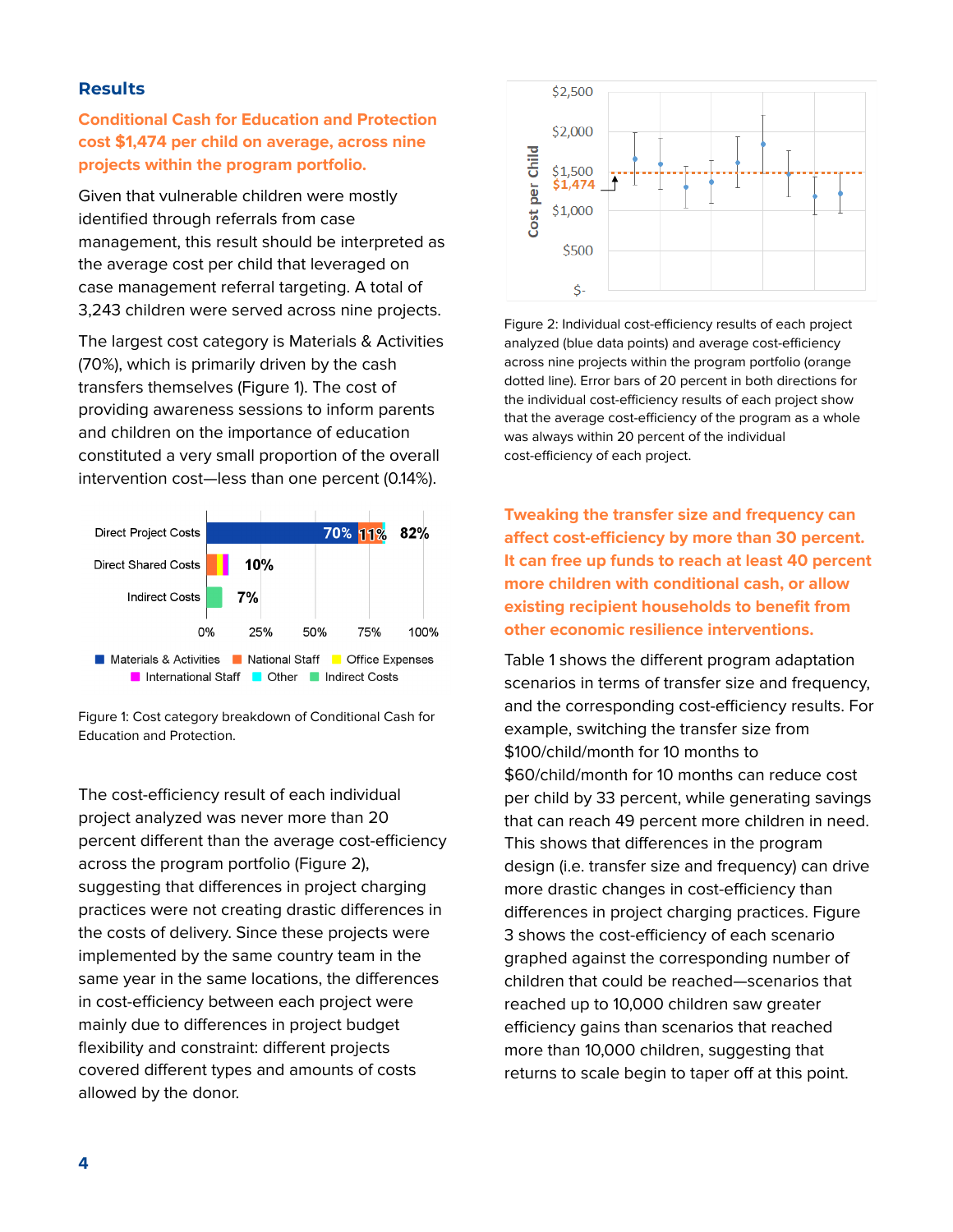## Results

**Conditional Cash for Education and Protection cost $1,474 per child on average, across nine projects within the program portfolio.**

Given that vulnerable children were mostly identified through referrals from case management, this result should be interpreted as the average cost per child that leveraged on case management referral targeting. A total of 3,243 children were served across nine projects.

The largest cost category is Materials & Activities (70%), which is primarily driven by the cash transfers themselves (Figure 1). The cost of providing awareness sessions to inform parents and children on the importance of education constituted a very small proportion of the overall intervention cost—less than one percent (0.14%).

Direct Project Costs
70%
11%
82%
Direct Shared Costs
10%
Indirect Costs
7%
0%
25%
50%
75%
100%
Materials & Activities
National Staff
Office Expenses
International Staff
Other
Indirect Costs

Figure 1: Cost category breakdown of Conditional Cash for Education and Protection.

The cost-efficiency result of each individual project analyzed was never more than 20 percent different than the average cost-efficiency across the program portfolio (Figure 2), suggesting that differences in project charging practices were not creating drastic differences in the costs of delivery. Since these projects were implemented by the same country team in the same year in the same locations, the differences in cost-efficiency between each project were mainly due to differences in project budget flexibility and constraint: different projects covered different types and amounts of costs allowed by the donor.

Cost per Child
$2,500
$2,000
$1,500
$1,474
$1,000
$500
$-

Figure 2: Individual cost-efficiency results of each project analyzed (blue data points) and average cost-efficiency across nine projects within the program portfolio (orange dotted line). Error bars of 20 percent in both directions for the individual cost-efficiency results of each project show that the average cost-efficiency of the program as a whole was always within 20 percent of the individual cost-efficiency of each project.

**Tweaking the transfer size and frequency can affect cost-efficiency by more than 30 percent. It can free up funds to reach at least 40 percent more children with conditional cash, or allow existing recipient households to benefit from other economic resilience interventions.**

Table 1 shows the different program adaptation scenarios in terms of transfer size and frequency, and the corresponding cost-efficiency results. For example, switching the transfer size from $100/child/month for 10 months to $60/child/month for 10 months can reduce cost per child by 33 percent, while generating savings that can reach 49 percent more children in need. This shows that differences in the program design (i.e. transfer size and frequency) can drive more drastic changes in cost-efficiency than differences in project charging practices. Figure 3 shows the cost-efficiency of each scenario graphed against the corresponding number of children that could be reached—scenarios that reached up to 10,000 children saw greater efficiency gains than scenarios that reached more than 10,000 children, suggesting that returns to scale begin to taper off at this point.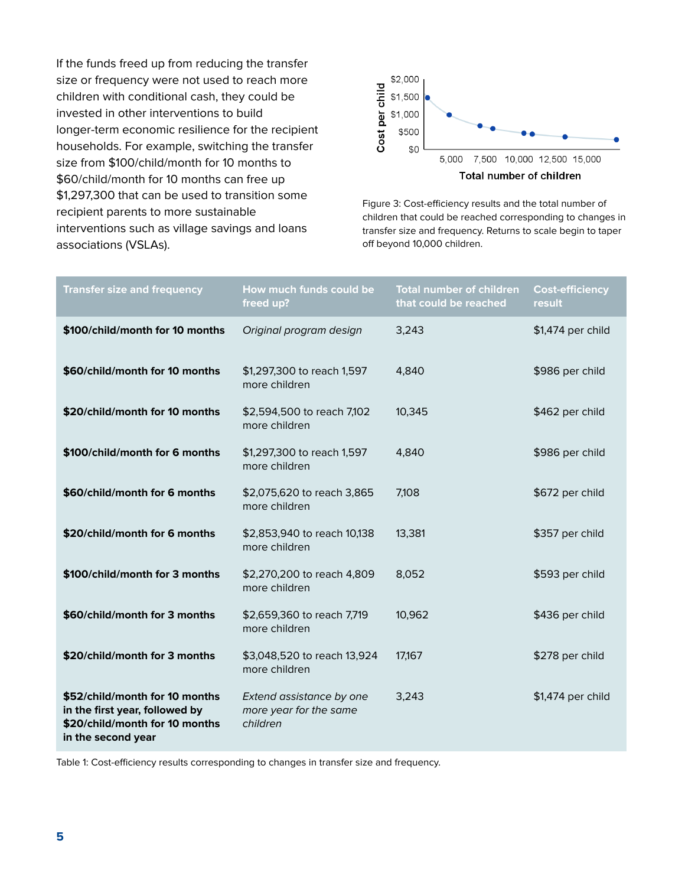If the funds freed up from reducing the transfer size or frequency were not used to reach more children with conditional cash, they could be invested in other interventions to build longer-term economic resilience for the recipient households. For example, switching the transfer size from $100/child/month for 10 months to $60/child/month for 10 months can free up $1,297,300 that can be used to transition some recipient parents to more sustainable interventions such as village savings and loans associations (VSLAs).

Cost per child

$2,000
$1,500
$1,000
$500
$0

5,000 7,500 10,000 12,500 15,000

Total number of children

Figure 3: Cost-efficiency results and the total number of children that could be reached corresponding to changes in transfer size and frequency. Returns to scale begin to taper off beyond 10,000 children.

| Transfer size and frequency | How much funds could be freed up? | Total number of children that could be reached | Cost-efficiency result |
|---|---|---|---|
| **$100/child/month for 10 months** | *Original program design* | 3,243 | $1,474 per child |
| **$60/child/month for 10 months** | $1,297,300 to reach 1,597 more children | 4,840 | $986 per child |
| **$20/child/month for 10 months** | $2,594,500 to reach 7,102 more children | 10,345 | $462 per child |
| **$100/child/month for 6 months** | $1,297,300 to reach 1,597 more children | 4,840 | $986 per child |
| **$60/child/month for 6 months** | $2,075,620 to reach 3,865 more children | 7,108 | $672 per child |
| **$20/child/month for 6 months** | $2,853,940 to reach 10,138 more children | 13,381 | $357 per child |
| **$100/child/month for 3 months** | $2,270,200 to reach 4,809 more children | 8,052 | $593 per child |
| **$60/child/month for 3 months** | $2,659,360 to reach 7,719 more children | 10,962 | $436 per child |
| **$20/child/month for 3 months** | $3,048,520 to reach 13,924 more children | 17,167 | $278 per child |
| **$52/child/month for 10 months in the first year, followed by $20/child/month for 10 months in the second year** | *Extend assistance by one more year for the same children* | 3,243 | $1,474 per child |

Table 1: Cost-efficiency results corresponding to changes in transfer size and frequency.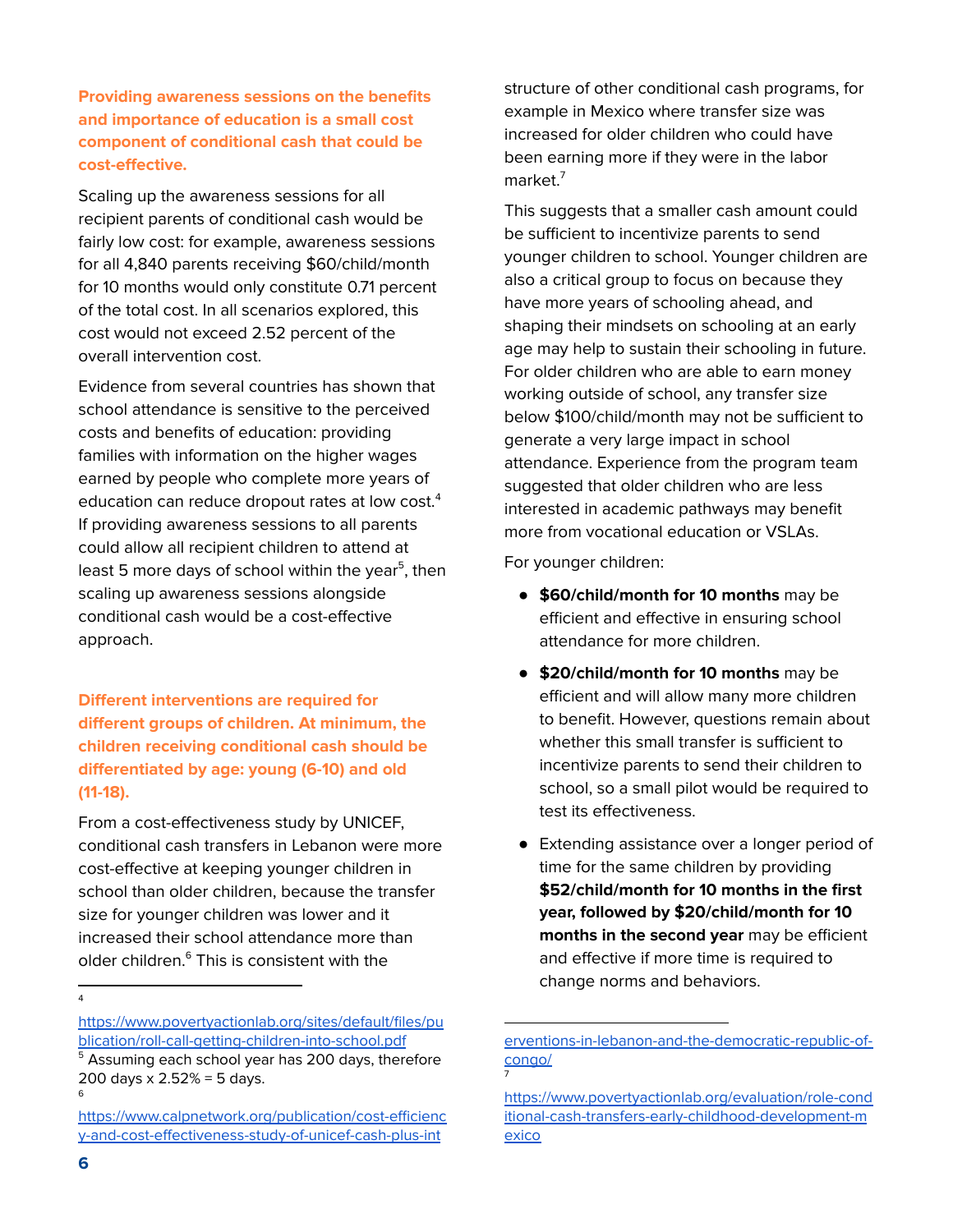**Providing awareness sessions on the benefits and importance of education is a small cost component of conditional cash that could be cost-effective.**

Scaling up the awareness sessions for all recipient parents of conditional cash would be fairly low cost: for example, awareness sessions for all 4,840 parents receiving $60/child/month for 10 months would only constitute 0.71 percent of the total cost. In all scenarios explored, this cost would not exceed 2.52 percent of the overall intervention cost.

Evidence from several countries has shown that school attendance is sensitive to the perceived costs and benefits of education: providing families with information on the higher wages earned by people who complete more years of education can reduce dropout rates at low cost.[4] If providing awareness sessions to all parents could allow all recipient children to attend at least 5 more days of school within the year[5], then scaling up awareness sessions alongside conditional cash would be a cost-effective approach.

**Different interventions are required for different groups of children. At minimum, the children receiving conditional cash should be differentiated by age: young (6-10) and old (11-18).**

From a cost-effectiveness study by UNICEF, conditional cash transfers in Lebanon were more cost-effective at keeping younger children in school than older children, because the transfer size for younger children was lower and it increased their school attendance more than older children.[6] This is consistent with the structure of other conditional cash programs, for example in Mexico where transfer size was increased for older children who could have been earning more if they were in the labor market.[7]

This suggests that a smaller cash amount could be sufficient to incentivize parents to send younger children to school. Younger children are also a critical group to focus on because they have more years of schooling ahead, and shaping their mindsets on schooling at an early age may help to sustain their schooling in future. For older children who are able to earn money working outside of school, any transfer size below $100/child/month may not be sufficient to generate a very large impact in school attendance. Experience from the program team suggested that older children who are less interested in academic pathways may benefit more from vocational education or VSLAs.

For younger children:

- **$60/child/month for 10 months** may be efficient and effective in ensuring school attendance for more children.
- **$20/child/month for 10 months** may be efficient and will allow many more children to benefit. However, questions remain about whether this small transfer is sufficient to incentivize parents to send their children to school, so a small pilot would be required to test its effectiveness.
- Extending assistance over a longer period of time for the same children by providing **$52/child/month for 10 months in the first year, followed by $20/child/month for 10 months in the second year** may be efficient and effective if more time is required to change norms and behaviors.

---

[4] https://www.povertyactionlab.org/sites/default/files/publication/roll-call-getting-children-into-school.pdf

[5] Assuming each school year has 200 days, therefore 200 days x 2.52% = 5 days.

[6] https://www.calpnetwork.org/publication/cost-efficiency-and-cost-effectiveness-study-of-unicef-cash-plus-interventions-in-lebanon-and-the-democratic-republic-of-congo/

[7] https://www.povertyactionlab.org/evaluation/role-conditional-cash-transfers-early-childhood-development-mexico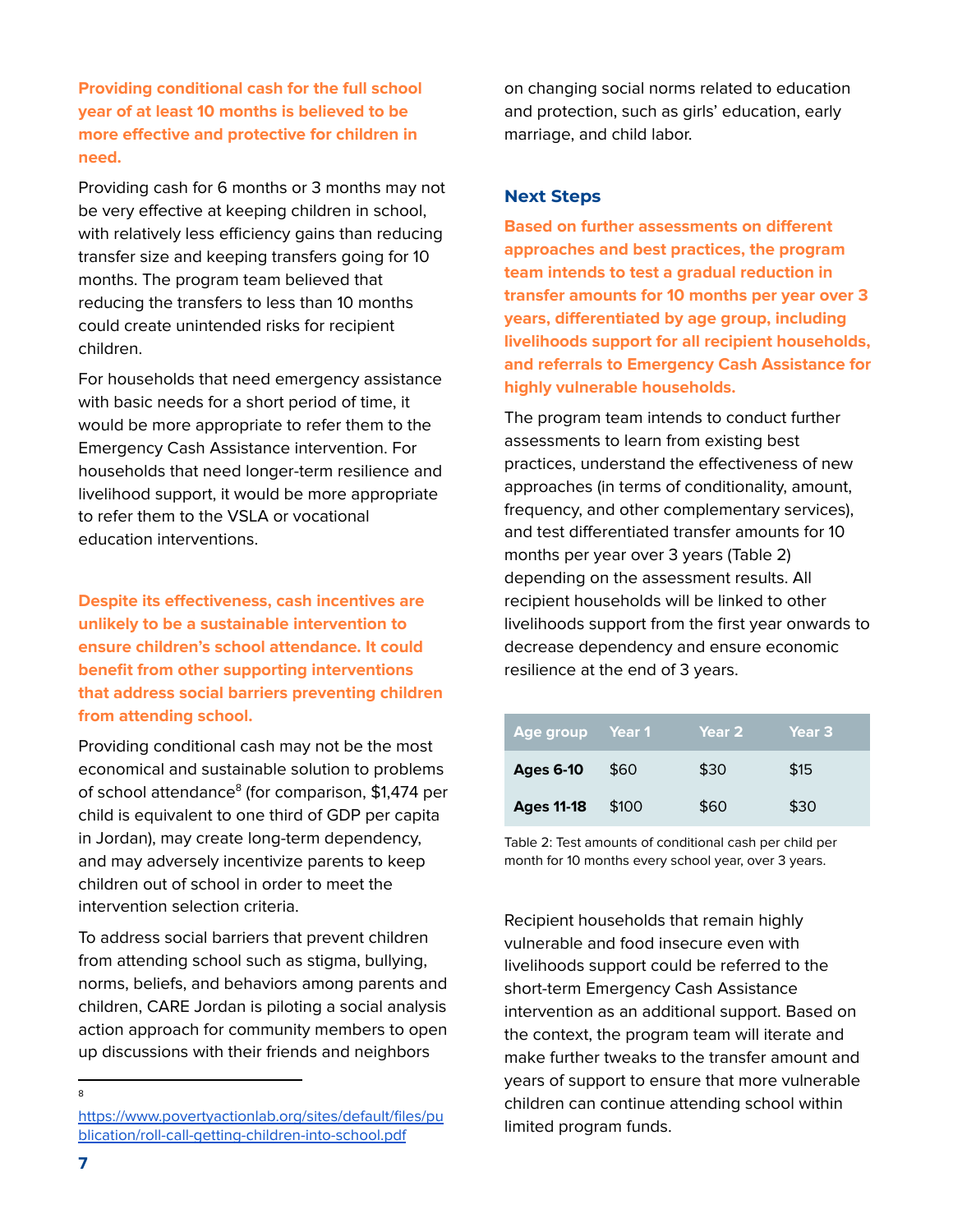**Providing conditional cash for the full school year of at least 10 months is believed to be more effective and protective for children in need.**

Providing cash for 6 months or 3 months may not be very effective at keeping children in school, with relatively less efficiency gains than reducing transfer size and keeping transfers going for 10 months. The program team believed that reducing the transfers to less than 10 months could create unintended risks for recipient children.

For households that need emergency assistance with basic needs for a short period of time, it would be more appropriate to refer them to the Emergency Cash Assistance intervention. For households that need longer-term resilience and livelihood support, it would be more appropriate to refer them to the VSLA or vocational education interventions.

**Despite its effectiveness, cash incentives are unlikely to be a sustainable intervention to ensure children's school attendance. It could benefit from other supporting interventions that address social barriers preventing children from attending school.**

Providing conditional cash may not be the most economical and sustainable solution to problems of school attendance[8] (for comparison, $1,474 per child is equivalent to one third of GDP per capita in Jordan), may create long-term dependency, and may adversely incentivize parents to keep children out of school in order to meet the intervention selection criteria.

To address social barriers that prevent children from attending school such as stigma, bullying, norms, beliefs, and behaviors among parents and children, CARE Jordan is piloting a social analysis action approach for community members to open up discussions with their friends and neighbors on changing social norms related to education and protection, such as girls' education, early marriage, and child labor.

## Next Steps

**Based on further assessments on different approaches and best practices, the program team intends to test a gradual reduction in transfer amounts for 10 months per year over 3 years, differentiated by age group, including livelihoods support for all recipient households, and referrals to Emergency Cash Assistance for highly vulnerable households.**

The program team intends to conduct further assessments to learn from existing best practices, understand the effectiveness of new approaches (in terms of conditionality, amount, frequency, and other complementary services), and test differentiated transfer amounts for 10 months per year over 3 years (Table 2) depending on the assessment results. All recipient households will be linked to other livelihoods support from the first year onwards to decrease dependency and ensure economic resilience at the end of 3 years.

| Age group | Year 1 | Year 2 | Year 3 |
|---|---|---|---|
| **Ages 6-10** | $60 | $30 | $15 |
| **Ages 11-18** | $100 | $60 | $30 |

Table 2: Test amounts of conditional cash per child per month for 10 months every school year, over 3 years.

Recipient households that remain highly vulnerable and food insecure even with livelihoods support could be referred to the short-term Emergency Cash Assistance intervention as an additional support. Based on the context, the program team will iterate and make further tweaks to the transfer amount and years of support to ensure that more vulnerable children can continue attending school within limited program funds.

[8] https://www.povertyactionlab.org/sites/default/files/publication/roll-call-getting-children-into-school.pdf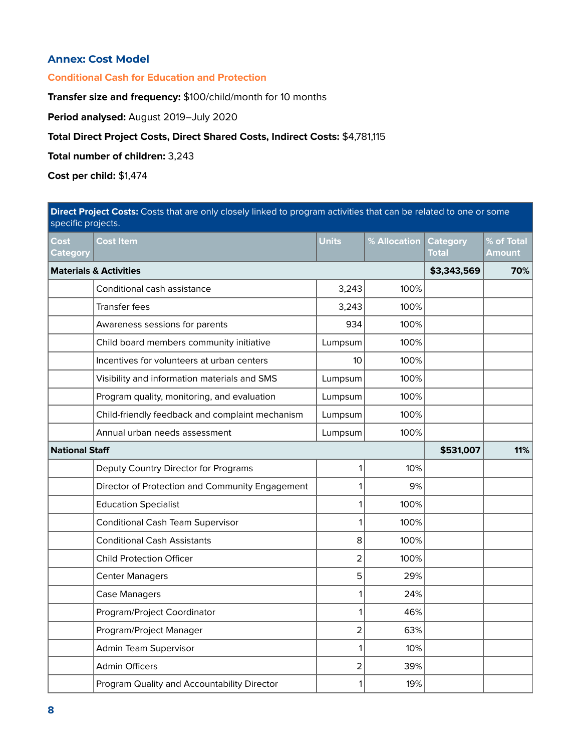## Annex: Cost Model

### Conditional Cash for Education and Protection

**Transfer size and frequency:** $100/child/month for 10 months

**Period analysed:** August 2019–July 2020

**Total Direct Project Costs, Direct Shared Costs, Indirect Costs:** $4,781,115

**Total number of children:** 3,243

**Cost per child:** $1,474

| **Direct Project Costs:** Costs that are only closely linked to program activities that can be related to one or some specific projects. | | | | | |
|---|---|---|---|---|---|
| **Cost Category** | **Cost Item** | **Units** | **% Allocation** | **Category Total** | **% of Total Amount** |
| **Materials & Activities** | | | | **$3,343,569** | **70%** |
| | Conditional cash assistance | 3,243 | 100% | | |
| | Transfer fees | 3,243 | 100% | | |
| | Awareness sessions for parents | 934 | 100% | | |
| | Child board members community initiative | Lumpsum | 100% | | |
| | Incentives for volunteers at urban centers | 10 | 100% | | |
| | Visibility and information materials and SMS | Lumpsum | 100% | | |
| | Program quality, monitoring, and evaluation | Lumpsum | 100% | | |
| | Child-friendly feedback and complaint mechanism | Lumpsum | 100% | | |
| | Annual urban needs assessment | Lumpsum | 100% | | |
| **National Staff** | | | | **$531,007** | **11%** |
| | Deputy Country Director for Programs | 1 | 10% | | |
| | Director of Protection and Community Engagement | 1 | 9% | | |
| | Education Specialist | 1 | 100% | | |
| | Conditional Cash Team Supervisor | 1 | 100% | | |
| | Conditional Cash Assistants | 8 | 100% | | |
| | Child Protection Officer | 2 | 100% | | |
| | Center Managers | 5 | 29% | | |
| | Case Managers | 1 | 24% | | |
| | Program/Project Coordinator | 1 | 46% | | |
| | Program/Project Manager | 2 | 63% | | |
| | Admin Team Supervisor | 1 | 10% | | |
| | Admin Officers | 2 | 39% | | |
| | Program Quality and Accountability Director | 1 | 19% | | |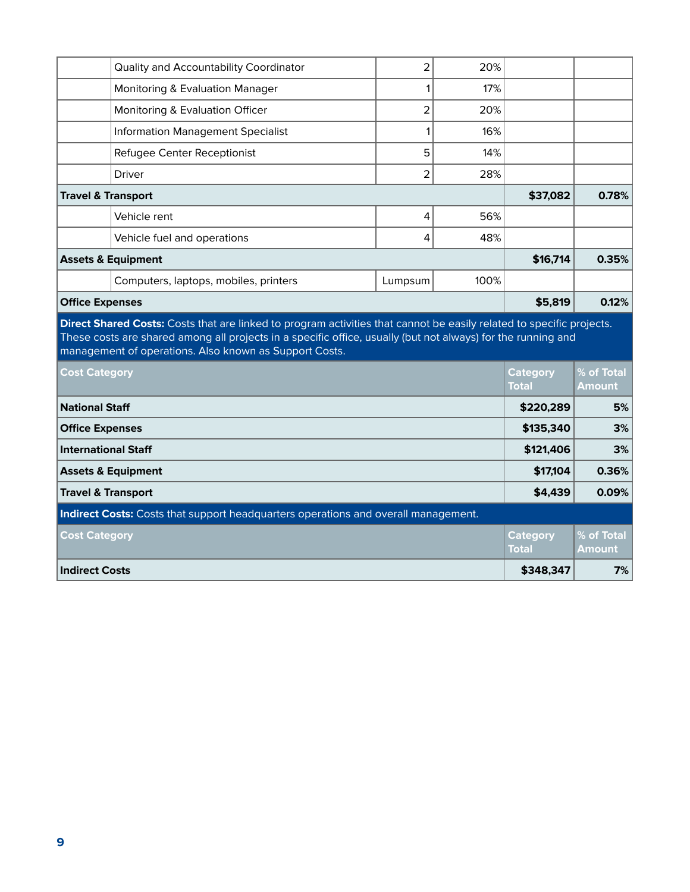| | | | | | |
|---|---|---|---|---|---|
| | Quality and Accountability Coordinator | 2 | 20% | | |
| | Monitoring & Evaluation Manager | 1 | 17% | | |
| | Monitoring & Evaluation Officer | 2 | 20% | | |
| | Information Management Specialist | 1 | 16% | | |
| | Refugee Center Receptionist | 5 | 14% | | |
| | Driver | 2 | 28% | | |
| **Travel & Transport** | | | | **$37,082** | **0.78%** |
| | Vehicle rent | 4 | 56% | | |
| | Vehicle fuel and operations | 4 | 48% | | |
| **Assets & Equipment** | | | | **$16,714** | **0.35%** |
| | Computers, laptops, mobiles, printers | Lumpsum | 100% | | |
| **Office Expenses** | | | | **$5,819** | **0.12%** |

**Direct Shared Costs:** Costs that are linked to program activities that cannot be easily related to specific projects. These costs are shared among all projects in a specific office, usually (but not always) for the running and management of operations. Also known as Support Costs.

| Cost Category | Category Total | % of Total Amount |
|---|---|---|
| **National Staff** | **$220,289** | **5%** |
| **Office Expenses** | **$135,340** | **3%** |
| **International Staff** | **$121,406** | **3%** |
| **Assets & Equipment** | **$17,104** | **0.36%** |
| **Travel & Transport** | **$4,439** | **0.09%** |

**Indirect Costs:** Costs that support headquarters operations and overall management.

| Cost Category | Category Total | % of Total Amount |
|---|---|---|
| **Indirect Costs** | **$348,347** | **7%** |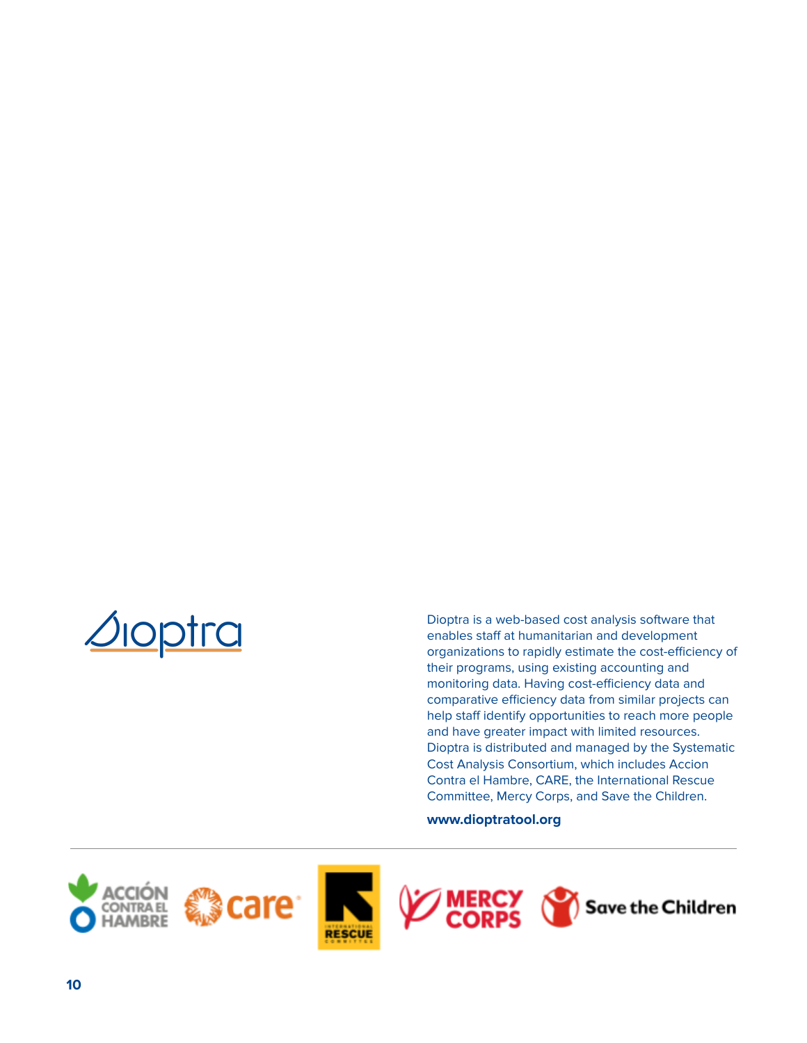Dioptra

Dioptra is a web-based cost analysis software that enables staff at humanitarian and development organizations to rapidly estimate the cost-efficiency of their programs, using existing accounting and monitoring data. Having cost-efficiency data and comparative efficiency data from similar projects can help staff identify opportunities to reach more people and have greater impact with limited resources. Dioptra is distributed and managed by the Systematic Cost Analysis Consortium, which includes Accion Contra el Hambre, CARE, the International Rescue Committee, Mercy Corps, and Save the Children.

**www.dioptratool.org**